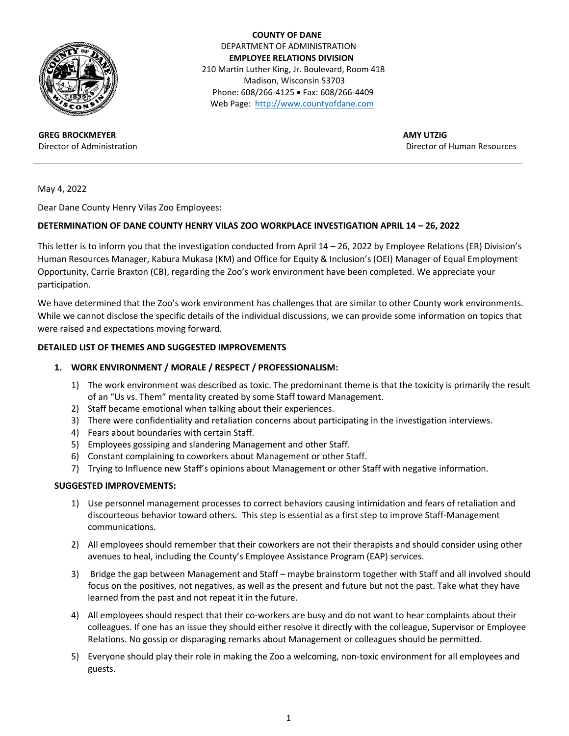**COUNTY OF DANE**
DEPARTMENT OF ADMINISTRATION
**EMPLOYEE RELATIONS DIVISION**
210 Martin Luther King, Jr. Boulevard, Room 418
Madison, Wisconsin 53703
Phone: 608/266-4125 • Fax: 608/266-4409
Web Page: http://www.countyofdane.com

**GREG BROCKMEYER**
Director of Administration

**AMY UTZIG**
Director of Human Resources

---

May 4, 2022

Dear Dane County Henry Vilas Zoo Employees:

**DETERMINATION OF DANE COUNTY HENRY VILAS ZOO WORKPLACE INVESTIGATION APRIL 14 – 26, 2022**

This letter is to inform you that the investigation conducted from April 14 – 26, 2022 by Employee Relations (ER) Division's Human Resources Manager, Kabura Mukasa (KM) and Office for Equity & Inclusion's (OEI) Manager of Equal Employment Opportunity, Carrie Braxton (CB), regarding the Zoo's work environment have been completed. We appreciate your participation.

We have determined that the Zoo's work environment has challenges that are similar to other County work environments. While we cannot disclose the specific details of the individual discussions, we can provide some information on topics that were raised and expectations moving forward.

**DETAILED LIST OF THEMES AND SUGGESTED IMPROVEMENTS**

**1. WORK ENVIRONMENT / MORALE / RESPECT / PROFESSIONALISM:**

1) The work environment was described as toxic. The predominant theme is that the toxicity is primarily the result of an "Us vs. Them" mentality created by some Staff toward Management.
2) Staff became emotional when talking about their experiences.
3) There were confidentiality and retaliation concerns about participating in the investigation interviews.
4) Fears about boundaries with certain Staff.
5) Employees gossiping and slandering Management and other Staff.
6) Constant complaining to coworkers about Management or other Staff.
7) Trying to Influence new Staff's opinions about Management or other Staff with negative information.

**SUGGESTED IMPROVEMENTS:**

1) Use personnel management processes to correct behaviors causing intimidation and fears of retaliation and discourteous behavior toward others. This step is essential as a first step to improve Staff-Management communications.

2) All employees should remember that their coworkers are not their therapists and should consider using other avenues to heal, including the County's Employee Assistance Program (EAP) services.

3) Bridge the gap between Management and Staff – maybe brainstorm together with Staff and all involved should focus on the positives, not negatives, as well as the present and future but not the past. Take what they have learned from the past and not repeat it in the future.

4) All employees should respect that their co-workers are busy and do not want to hear complaints about their colleagues. If one has an issue they should either resolve it directly with the colleague, Supervisor or Employee Relations. No gossip or disparaging remarks about Management or colleagues should be permitted.

5) Everyone should play their role in making the Zoo a welcoming, non-toxic environment for all employees and guests.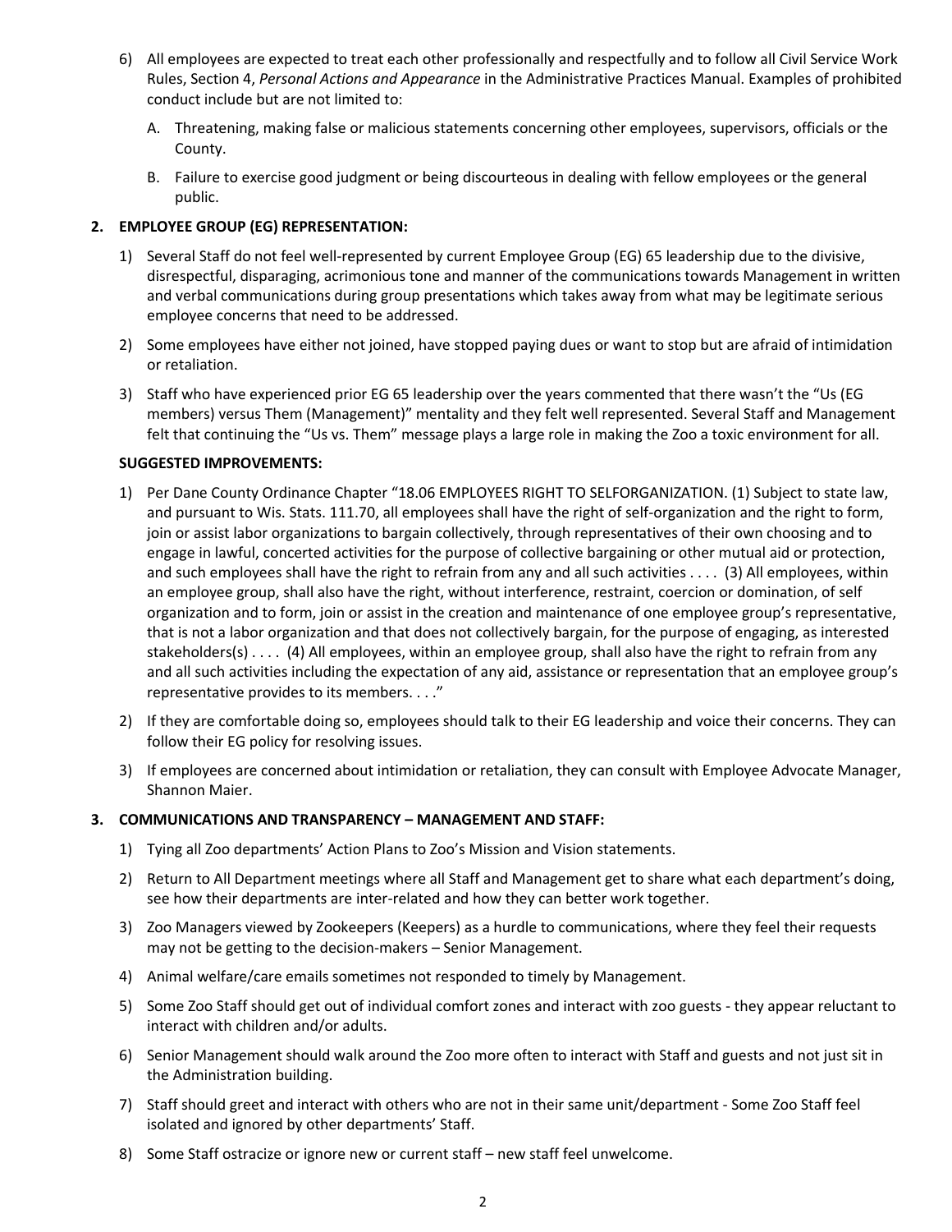6) All employees are expected to treat each other professionally and respectfully and to follow all Civil Service Work Rules, Section 4, *Personal Actions and Appearance* in the Administrative Practices Manual. Examples of prohibited conduct include but are not limited to:

    A. Threatening, making false or malicious statements concerning other employees, supervisors, officials or the County.

    B. Failure to exercise good judgment or being discourteous in dealing with fellow employees or the general public.

**2. EMPLOYEE GROUP (EG) REPRESENTATION:**

1) Several Staff do not feel well-represented by current Employee Group (EG) 65 leadership due to the divisive, disrespectful, disparaging, acrimonious tone and manner of the communications towards Management in written and verbal communications during group presentations which takes away from what may be legitimate serious employee concerns that need to be addressed.
2) Some employees have either not joined, have stopped paying dues or want to stop but are afraid of intimidation or retaliation.
3) Staff who have experienced prior EG 65 leadership over the years commented that there wasn't the "Us (EG members) versus Them (Management)" mentality and they felt well represented. Several Staff and Management felt that continuing the "Us vs. Them" message plays a large role in making the Zoo a toxic environment for all.

**SUGGESTED IMPROVEMENTS:**

1) Per Dane County Ordinance Chapter "18.06 EMPLOYEES RIGHT TO SELFORGANIZATION. (1) Subject to state law, and pursuant to Wis. Stats. 111.70, all employees shall have the right of self-organization and the right to form, join or assist labor organizations to bargain collectively, through representatives of their own choosing and to engage in lawful, concerted activities for the purpose of collective bargaining or other mutual aid or protection, and such employees shall have the right to refrain from any and all such activities . . . . (3) All employees, within an employee group, shall also have the right, without interference, restraint, coercion or domination, of self organization and to form, join or assist in the creation and maintenance of one employee group's representative, that is not a labor organization and that does not collectively bargain, for the purpose of engaging, as interested stakeholders(s) . . . . (4) All employees, within an employee group, shall also have the right to refrain from any and all such activities including the expectation of any aid, assistance or representation that an employee group's representative provides to its members. . . ."
2) If they are comfortable doing so, employees should talk to their EG leadership and voice their concerns. They can follow their EG policy for resolving issues.
3) If employees are concerned about intimidation or retaliation, they can consult with Employee Advocate Manager, Shannon Maier.

**3. COMMUNICATIONS AND TRANSPARENCY – MANAGEMENT AND STAFF:**

1) Tying all Zoo departments' Action Plans to Zoo's Mission and Vision statements.
2) Return to All Department meetings where all Staff and Management get to share what each department's doing, see how their departments are inter-related and how they can better work together.
3) Zoo Managers viewed by Zookeepers (Keepers) as a hurdle to communications, where they feel their requests may not be getting to the decision-makers – Senior Management.
4) Animal welfare/care emails sometimes not responded to timely by Management.
5) Some Zoo Staff should get out of individual comfort zones and interact with zoo guests - they appear reluctant to interact with children and/or adults.
6) Senior Management should walk around the Zoo more often to interact with Staff and guests and not just sit in the Administration building.
7) Staff should greet and interact with others who are not in their same unit/department - Some Zoo Staff feel isolated and ignored by other departments' Staff.
8) Some Staff ostracize or ignore new or current staff – new staff feel unwelcome.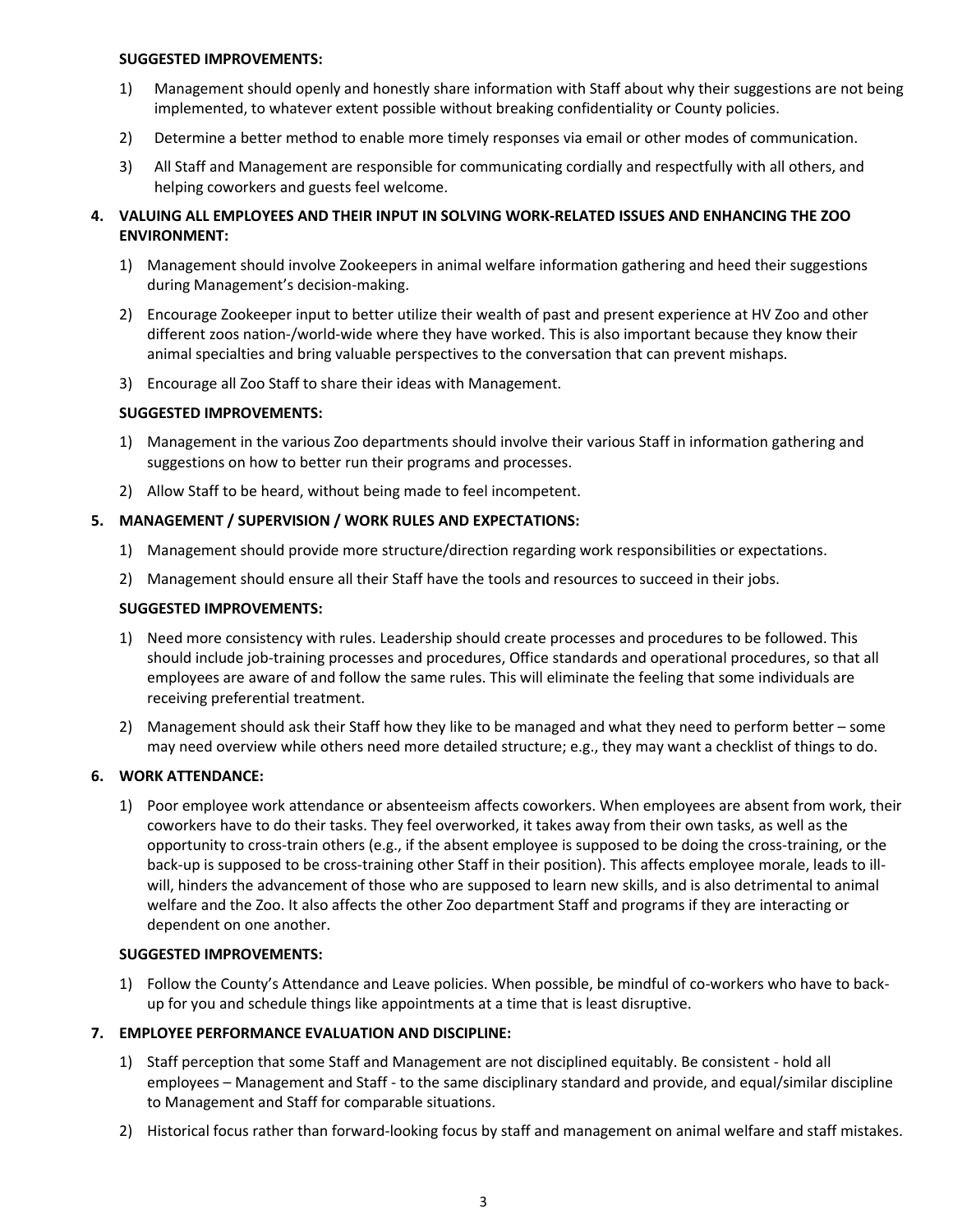**SUGGESTED IMPROVEMENTS:**

1) Management should openly and honestly share information with Staff about why their suggestions are not being implemented, to whatever extent possible without breaking confidentiality or County policies.
2) Determine a better method to enable more timely responses via email or other modes of communication.
3) All Staff and Management are responsible for communicating cordially and respectfully with all others, and helping coworkers and guests feel welcome.

**4. VALUING ALL EMPLOYEES AND THEIR INPUT IN SOLVING WORK-RELATED ISSUES AND ENHANCING THE ZOO ENVIRONMENT:**

1) Management should involve Zookeepers in animal welfare information gathering and heed their suggestions during Management's decision-making.
2) Encourage Zookeeper input to better utilize their wealth of past and present experience at HV Zoo and other different zoos nation-/world-wide where they have worked. This is also important because they know their animal specialties and bring valuable perspectives to the conversation that can prevent mishaps.
3) Encourage all Zoo Staff to share their ideas with Management.

**SUGGESTED IMPROVEMENTS:**

1) Management in the various Zoo departments should involve their various Staff in information gathering and suggestions on how to better run their programs and processes.
2) Allow Staff to be heard, without being made to feel incompetent.

**5. MANAGEMENT / SUPERVISION / WORK RULES AND EXPECTATIONS:**

1) Management should provide more structure/direction regarding work responsibilities or expectations.
2) Management should ensure all their Staff have the tools and resources to succeed in their jobs.

**SUGGESTED IMPROVEMENTS:**

1) Need more consistency with rules. Leadership should create processes and procedures to be followed. This should include job-training processes and procedures, Office standards and operational procedures, so that all employees are aware of and follow the same rules. This will eliminate the feeling that some individuals are receiving preferential treatment.
2) Management should ask their Staff how they like to be managed and what they need to perform better – some may need overview while others need more detailed structure; e.g., they may want a checklist of things to do.

**6. WORK ATTENDANCE:**

1) Poor employee work attendance or absenteeism affects coworkers. When employees are absent from work, their coworkers have to do their tasks. They feel overworked, it takes away from their own tasks, as well as the opportunity to cross-train others (e.g., if the absent employee is supposed to be doing the cross-training, or the back-up is supposed to be cross-training other Staff in their position). This affects employee morale, leads to ill-will, hinders the advancement of those who are supposed to learn new skills, and is also detrimental to animal welfare and the Zoo. It also affects the other Zoo department Staff and programs if they are interacting or dependent on one another.

**SUGGESTED IMPROVEMENTS:**

1) Follow the County's Attendance and Leave policies. When possible, be mindful of co-workers who have to back-up for you and schedule things like appointments at a time that is least disruptive.

**7. EMPLOYEE PERFORMANCE EVALUATION AND DISCIPLINE:**

1) Staff perception that some Staff and Management are not disciplined equitably. Be consistent - hold all employees – Management and Staff - to the same disciplinary standard and provide, and equal/similar discipline to Management and Staff for comparable situations.
2) Historical focus rather than forward-looking focus by staff and management on animal welfare and staff mistakes.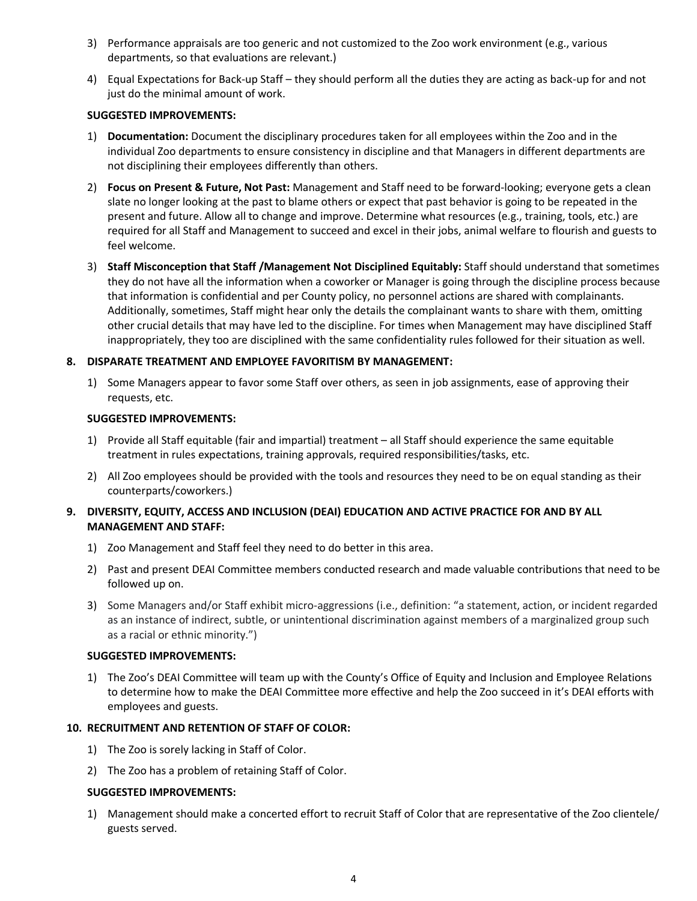3) Performance appraisals are too generic and not customized to the Zoo work environment (e.g., various departments, so that evaluations are relevant.)
4) Equal Expectations for Back-up Staff – they should perform all the duties they are acting as back-up for and not just do the minimal amount of work.

**SUGGESTED IMPROVEMENTS:**

1) **Documentation:** Document the disciplinary procedures taken for all employees within the Zoo and in the individual Zoo departments to ensure consistency in discipline and that Managers in different departments are not disciplining their employees differently than others.
2) **Focus on Present & Future, Not Past:** Management and Staff need to be forward-looking; everyone gets a clean slate no longer looking at the past to blame others or expect that past behavior is going to be repeated in the present and future. Allow all to change and improve. Determine what resources (e.g., training, tools, etc.) are required for all Staff and Management to succeed and excel in their jobs, animal welfare to flourish and guests to feel welcome.
3) **Staff Misconception that Staff /Management Not Disciplined Equitably:** Staff should understand that sometimes they do not have all the information when a coworker or Manager is going through the discipline process because that information is confidential and per County policy, no personnel actions are shared with complainants. Additionally, sometimes, Staff might hear only the details the complainant wants to share with them, omitting other crucial details that may have led to the discipline. For times when Management may have disciplined Staff inappropriately, they too are disciplined with the same confidentiality rules followed for their situation as well.

**8. DISPARATE TREATMENT AND EMPLOYEE FAVORITISM BY MANAGEMENT:**

1) Some Managers appear to favor some Staff over others, as seen in job assignments, ease of approving their requests, etc.

**SUGGESTED IMPROVEMENTS:**

1) Provide all Staff equitable (fair and impartial) treatment – all Staff should experience the same equitable treatment in rules expectations, training approvals, required responsibilities/tasks, etc.
2) All Zoo employees should be provided with the tools and resources they need to be on equal standing as their counterparts/coworkers.)

**9. DIVERSITY, EQUITY, ACCESS AND INCLUSION (DEAI) EDUCATION AND ACTIVE PRACTICE FOR AND BY ALL MANAGEMENT AND STAFF:**

1) Zoo Management and Staff feel they need to do better in this area.
2) Past and present DEAI Committee members conducted research and made valuable contributions that need to be followed up on.
3) Some Managers and/or Staff exhibit micro-aggressions (i.e., definition: "a statement, action, or incident regarded as an instance of indirect, subtle, or unintentional discrimination against members of a marginalized group such as a racial or ethnic minority.")

**SUGGESTED IMPROVEMENTS:**

1) The Zoo's DEAI Committee will team up with the County's Office of Equity and Inclusion and Employee Relations to determine how to make the DEAI Committee more effective and help the Zoo succeed in it's DEAI efforts with employees and guests.

**10. RECRUITMENT AND RETENTION OF STAFF OF COLOR:**

1) The Zoo is sorely lacking in Staff of Color.
2) The Zoo has a problem of retaining Staff of Color.

**SUGGESTED IMPROVEMENTS:**

1) Management should make a concerted effort to recruit Staff of Color that are representative of the Zoo clientele/ guests served.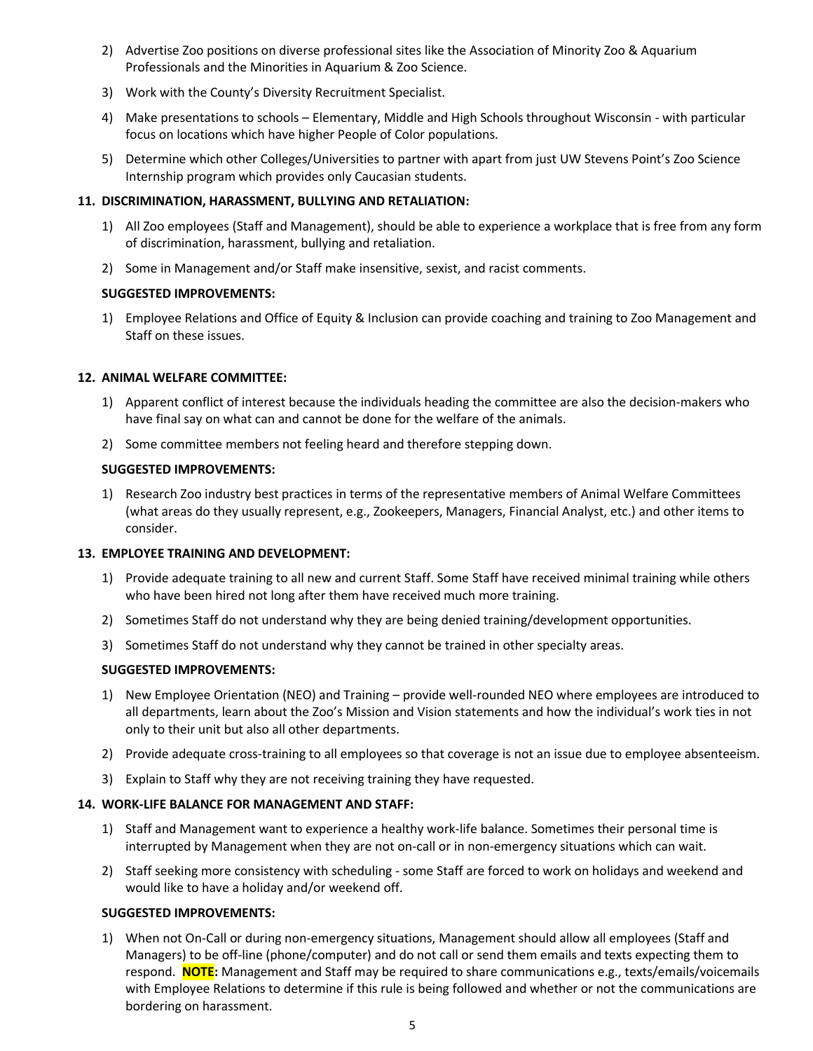2) Advertise Zoo positions on diverse professional sites like the Association of Minority Zoo & Aquarium Professionals and the Minorities in Aquarium & Zoo Science.
3) Work with the County's Diversity Recruitment Specialist.
4) Make presentations to schools – Elementary, Middle and High Schools throughout Wisconsin - with particular focus on locations which have higher People of Color populations.
5) Determine which other Colleges/Universities to partner with apart from just UW Stevens Point's Zoo Science Internship program which provides only Caucasian students.

**11. DISCRIMINATION, HARASSMENT, BULLYING AND RETALIATION:**

1) All Zoo employees (Staff and Management), should be able to experience a workplace that is free from any form of discrimination, harassment, bullying and retaliation.
2) Some in Management and/or Staff make insensitive, sexist, and racist comments.

**SUGGESTED IMPROVEMENTS:**

1) Employee Relations and Office of Equity & Inclusion can provide coaching and training to Zoo Management and Staff on these issues.

**12. ANIMAL WELFARE COMMITTEE:**

1) Apparent conflict of interest because the individuals heading the committee are also the decision-makers who have final say on what can and cannot be done for the welfare of the animals.
2) Some committee members not feeling heard and therefore stepping down.

**SUGGESTED IMPROVEMENTS:**

1) Research Zoo industry best practices in terms of the representative members of Animal Welfare Committees (what areas do they usually represent, e.g., Zookeepers, Managers, Financial Analyst, etc.) and other items to consider.

**13. EMPLOYEE TRAINING AND DEVELOPMENT:**

1) Provide adequate training to all new and current Staff. Some Staff have received minimal training while others who have been hired not long after them have received much more training.
2) Sometimes Staff do not understand why they are being denied training/development opportunities.
3) Sometimes Staff do not understand why they cannot be trained in other specialty areas.

**SUGGESTED IMPROVEMENTS:**

1) New Employee Orientation (NEO) and Training – provide well-rounded NEO where employees are introduced to all departments, learn about the Zoo's Mission and Vision statements and how the individual's work ties in not only to their unit but also all other departments.
2) Provide adequate cross-training to all employees so that coverage is not an issue due to employee absenteeism.
3) Explain to Staff why they are not receiving training they have requested.

**14. WORK-LIFE BALANCE FOR MANAGEMENT AND STAFF:**

1) Staff and Management want to experience a healthy work-life balance. Sometimes their personal time is interrupted by Management when they are not on-call or in non-emergency situations which can wait.
2) Staff seeking more consistency with scheduling - some Staff are forced to work on holidays and weekend and would like to have a holiday and/or weekend off.

**SUGGESTED IMPROVEMENTS:**

1) When not On-Call or during non-emergency situations, Management should allow all employees (Staff and Managers) to be off-line (phone/computer) and do not call or send them emails and texts expecting them to respond. **NOTE:** Management and Staff may be required to share communications e.g., texts/emails/voicemails with Employee Relations to determine if this rule is being followed and whether or not the communications are bordering on harassment.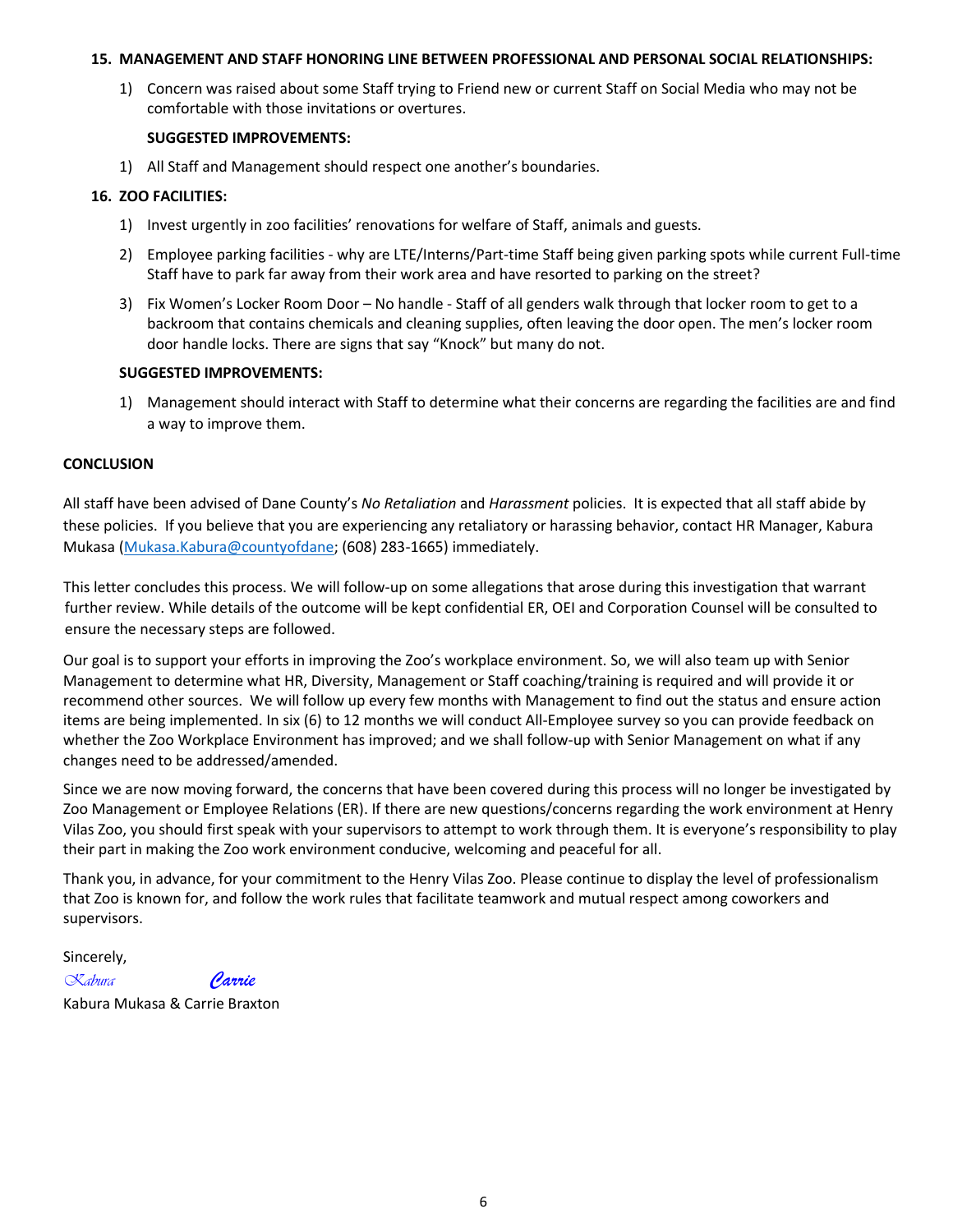**15. MANAGEMENT AND STAFF HONORING LINE BETWEEN PROFESSIONAL AND PERSONAL SOCIAL RELATIONSHIPS:**

1) Concern was raised about some Staff trying to Friend new or current Staff on Social Media who may not be comfortable with those invitations or overtures.

**SUGGESTED IMPROVEMENTS:**

1) All Staff and Management should respect one another's boundaries.

**16. ZOO FACILITIES:**

1) Invest urgently in zoo facilities' renovations for welfare of Staff, animals and guests.
2) Employee parking facilities - why are LTE/Interns/Part-time Staff being given parking spots while current Full-time Staff have to park far away from their work area and have resorted to parking on the street?
3) Fix Women's Locker Room Door – No handle - Staff of all genders walk through that locker room to get to a backroom that contains chemicals and cleaning supplies, often leaving the door open. The men's locker room door handle locks. There are signs that say "Knock" but many do not.

**SUGGESTED IMPROVEMENTS:**

1) Management should interact with Staff to determine what their concerns are regarding the facilities are and find a way to improve them.

**CONCLUSION**

All staff have been advised of Dane County's *No Retaliation* and *Harassment* policies. It is expected that all staff abide by these policies. If you believe that you are experiencing any retaliatory or harassing behavior, contact HR Manager, Kabura Mukasa (Mukasa.Kabura@countyofdane; (608) 283-1665) immediately.

This letter concludes this process. We will follow-up on some allegations that arose during this investigation that warrant further review. While details of the outcome will be kept confidential ER, OEI and Corporation Counsel will be consulted to ensure the necessary steps are followed.

Our goal is to support your efforts in improving the Zoo's workplace environment. So, we will also team up with Senior Management to determine what HR, Diversity, Management or Staff coaching/training is required and will provide it or recommend other sources. We will follow up every few months with Management to find out the status and ensure action items are being implemented. In six (6) to 12 months we will conduct All-Employee survey so you can provide feedback on whether the Zoo Workplace Environment has improved; and we shall follow-up with Senior Management on what if any changes need to be addressed/amended.

Since we are now moving forward, the concerns that have been covered during this process will no longer be investigated by Zoo Management or Employee Relations (ER). If there are new questions/concerns regarding the work environment at Henry Vilas Zoo, you should first speak with your supervisors to attempt to work through them. It is everyone's responsibility to play their part in making the Zoo work environment conducive, welcoming and peaceful for all.

Thank you, in advance, for your commitment to the Henry Vilas Zoo. Please continue to display the level of professionalism that Zoo is known for, and follow the work rules that facilitate teamwork and mutual respect among coworkers and supervisors.

Sincerely,

*Kabura* *Carrie*

Kabura Mukasa & Carrie Braxton